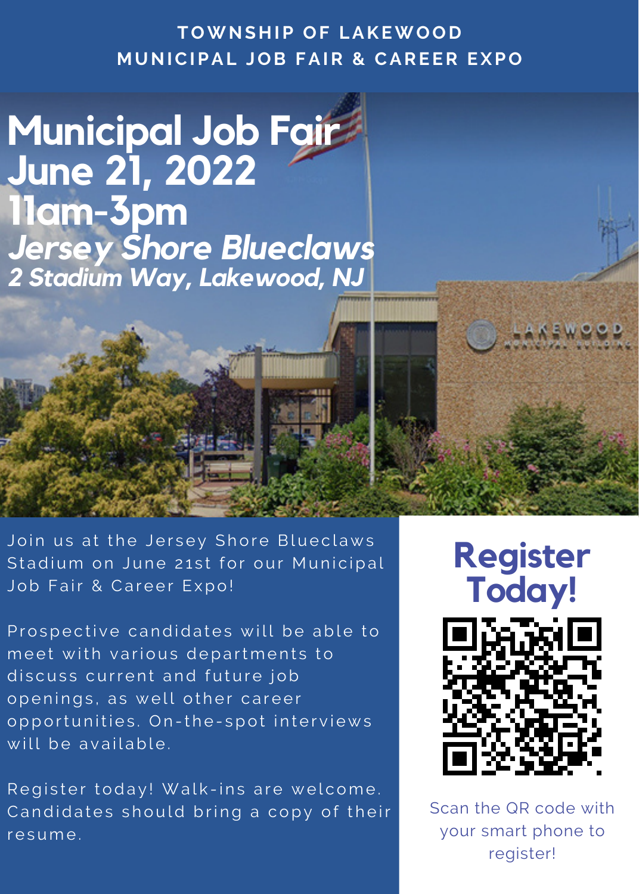# TOWNSHIP OF LAKEWOOD MUNICIPAL JOB FAIR & CAREER EXPO

## Municipal Job Fair
## June 21, 2022
## 11am-3pm
### *Jersey Shore Blueclaws*
### *2 Stadium Way, Lakewood, NJ*

Join us at the Jersey Shore Blueclaws Stadium on June 21st for our Municipal Job Fair & Career Expo!

Prospective candidates will be able to meet with various departments to discuss current and future job openings, as well other career opportunities. On-the-spot interviews will be available.

Register today! Walk-ins are welcome. Candidates should bring a copy of their resume.

## Register Today!

Scan the QR code with your smart phone to register!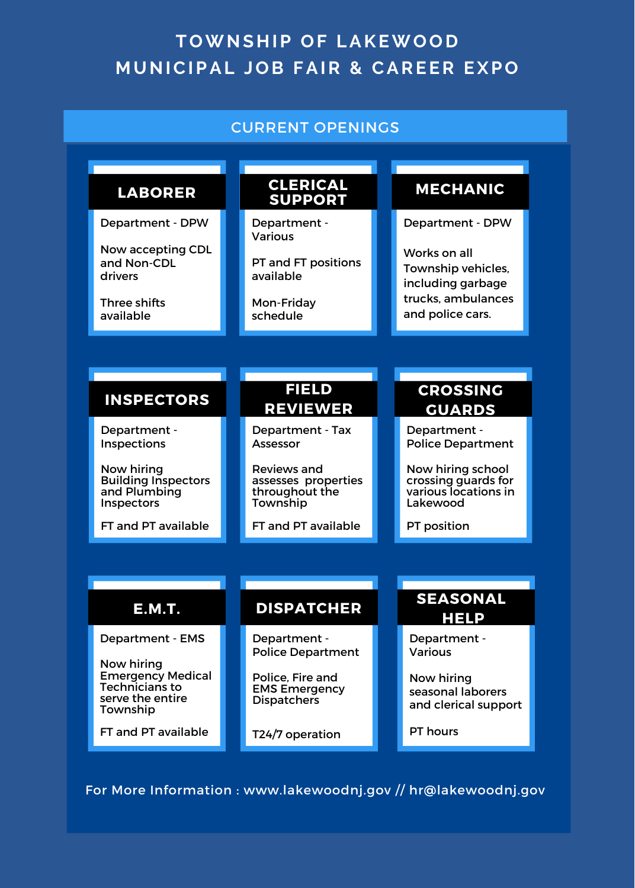# TOWNSHIP OF LAKEWOOD
# MUNICIPAL JOB FAIR & CAREER EXPO

## CURRENT OPENINGS

### LABORER

Department - DPW

Now accepting CDL and Non-CDL drivers

Three shifts available

### CLERICAL SUPPORT

Department - Various

PT and FT positions available

Mon-Friday schedule

### MECHANIC

Department - DPW

Works on all Township vehicles, including garbage trucks, ambulances and police cars.

### INSPECTORS

Department - Inspections

Now hiring Building Inspectors and Plumbing Inspectors

FT and PT available

### FIELD REVIEWER

Department - Tax Assessor

Reviews and assesses properties throughout the Township

FT and PT available

### CROSSING GUARDS

Department - Police Department

Now hiring school crossing guards for various locations in Lakewood

PT position

### E.M.T.

Department - EMS

Now hiring Emergency Medical Technicians to serve the entire Township

FT and PT available

### DISPATCHER

Department - Police Department

Police, Fire and EMS Emergency Dispatchers

T24/7 operation

### SEASONAL HELP

Department - Various

Now hiring seasonal laborers and clerical support

PT hours

For More Information : www.lakewoodnj.gov // hr@lakewoodnj.gov